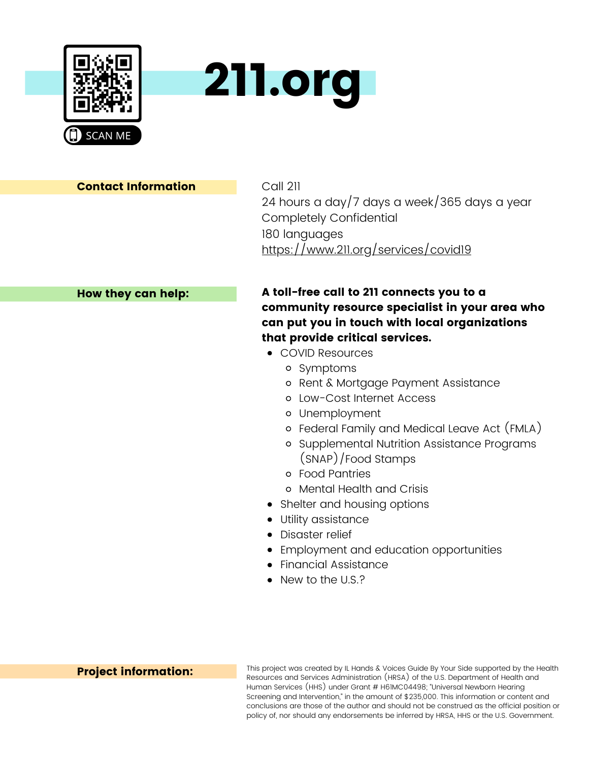# 211.org

SCAN ME

**Contact Information**

Call 211
24 hours a day/7 days a week/365 days a year
Completely Confidential
180 languages
https://www.211.org/services/covid19

**How they can help:**

**A toll-free call to 211 connects you to a community resource specialist in your area who can put you in touch with local organizations that provide critical services.**

- COVID Resources
  - Symptoms
  - Rent & Mortgage Payment Assistance
  - Low-Cost Internet Access
  - Unemployment
  - Federal Family and Medical Leave Act (FMLA)
  - Supplemental Nutrition Assistance Programs (SNAP)/Food Stamps
  - Food Pantries
  - Mental Health and Crisis
- Shelter and housing options
- Utility assistance
- Disaster relief
- Employment and education opportunities
- Financial Assistance
- New to the U.S.?

**Project information:**

This project was created by IL Hands & Voices Guide By Your Side supported by the Health Resources and Services Administration (HRSA) of the U.S. Department of Health and Human Services (HHS) under Grant # H61MC04498; "Universal Newborn Hearing Screening and Intervention," in the amount of $235,000. This information or content and conclusions are those of the author and should not be construed as the official position or policy of, nor should any endorsements be inferred by HRSA, HHS or the U.S. Government.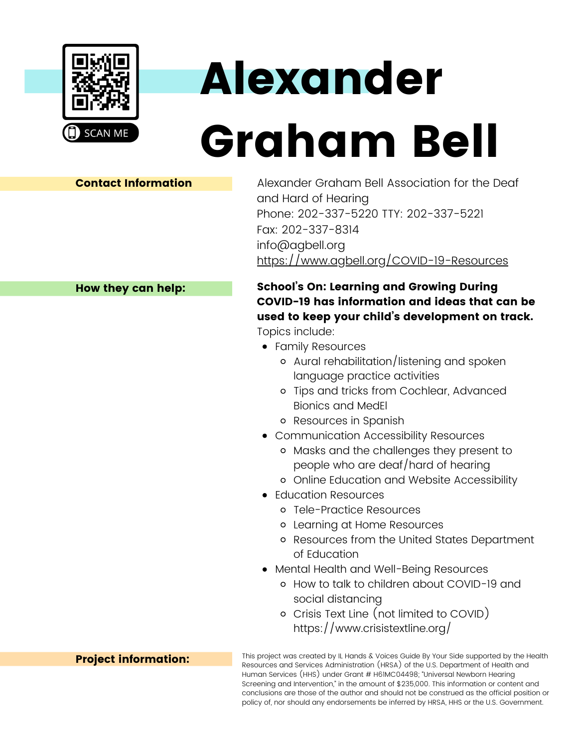# Alexander Graham Bell

SCAN ME

**Contact Information**

Alexander Graham Bell Association for the Deaf and Hard of Hearing
Phone: 202-337-5220 TTY: 202-337-5221
Fax: 202-337-8314
info@agbell.org
https://www.agbell.org/COVID-19-Resources

**How they can help:**

**School's On: Learning and Growing During COVID-19 has information and ideas that can be used to keep your child's development on track.**

Topics include:

- Family Resources
  - Aural rehabilitation/listening and spoken language practice activities
  - Tips and tricks from Cochlear, Advanced Bionics and MedEl
  - Resources in Spanish
- Communication Accessibility Resources
  - Masks and the challenges they present to people who are deaf/hard of hearing
  - Online Education and Website Accessibility
- Education Resources
  - Tele-Practice Resources
  - Learning at Home Resources
  - Resources from the United States Department of Education
- Mental Health and Well-Being Resources
  - How to talk to children about COVID-19 and social distancing
  - Crisis Text Line (not limited to COVID) https://www.crisistextline.org/

**Project information:**

This project was created by IL Hands & Voices Guide By Your Side supported by the Health Resources and Services Administration (HRSA) of the U.S. Department of Health and Human Services (HHS) under Grant # H61MC04498; "Universal Newborn Hearing Screening and Intervention," in the amount of $235,000. This information or content and conclusions are those of the author and should not be construed as the official position or policy of, nor should any endorsements be inferred by HRSA, HHS or the U.S. Government.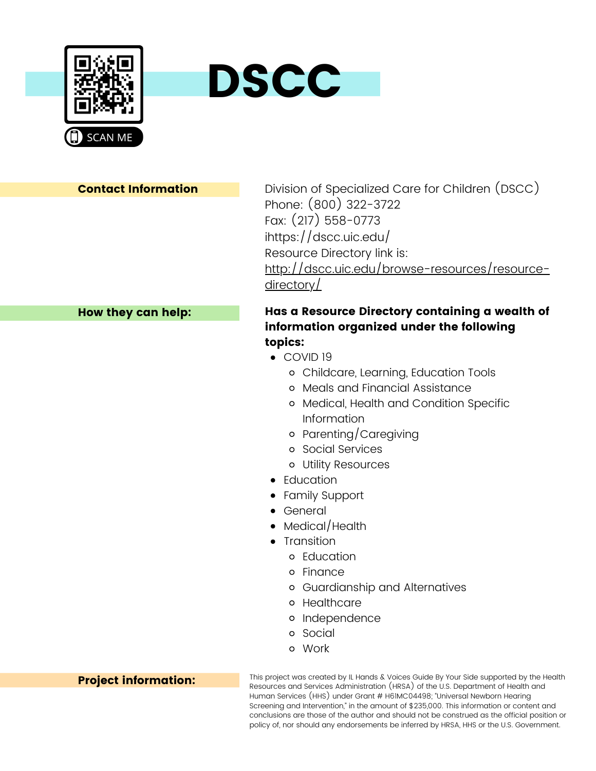# DSCC

SCAN ME

**Contact Information**

Division of Specialized Care for Children (DSCC)
Phone: (800) 322-3722
Fax: (217) 558-0773
ihttps://dscc.uic.edu/
Resource Directory link is:
http://dscc.uic.edu/browse-resources/resource-directory/

**How they can help:**

**Has a Resource Directory containing a wealth of information organized under the following topics:**

- COVID 19
  - Childcare, Learning, Education Tools
  - Meals and Financial Assistance
  - Medical, Health and Condition Specific Information
  - Parenting/Caregiving
  - Social Services
  - Utility Resources
- Education
- Family Support
- General
- Medical/Health
- Transition
  - Education
  - Finance
  - Guardianship and Alternatives
  - Healthcare
  - Independence
  - Social
  - Work

**Project information:**

This project was created by IL Hands & Voices Guide By Your Side supported by the Health Resources and Services Administration (HRSA) of the U.S. Department of Health and Human Services (HHS) under Grant # H61MC04498; "Universal Newborn Hearing Screening and Intervention," in the amount of $235,000. This information or content and conclusions are those of the author and should not be construed as the official position or policy of, nor should any endorsements be inferred by HRSA, HHS or the U.S. Government.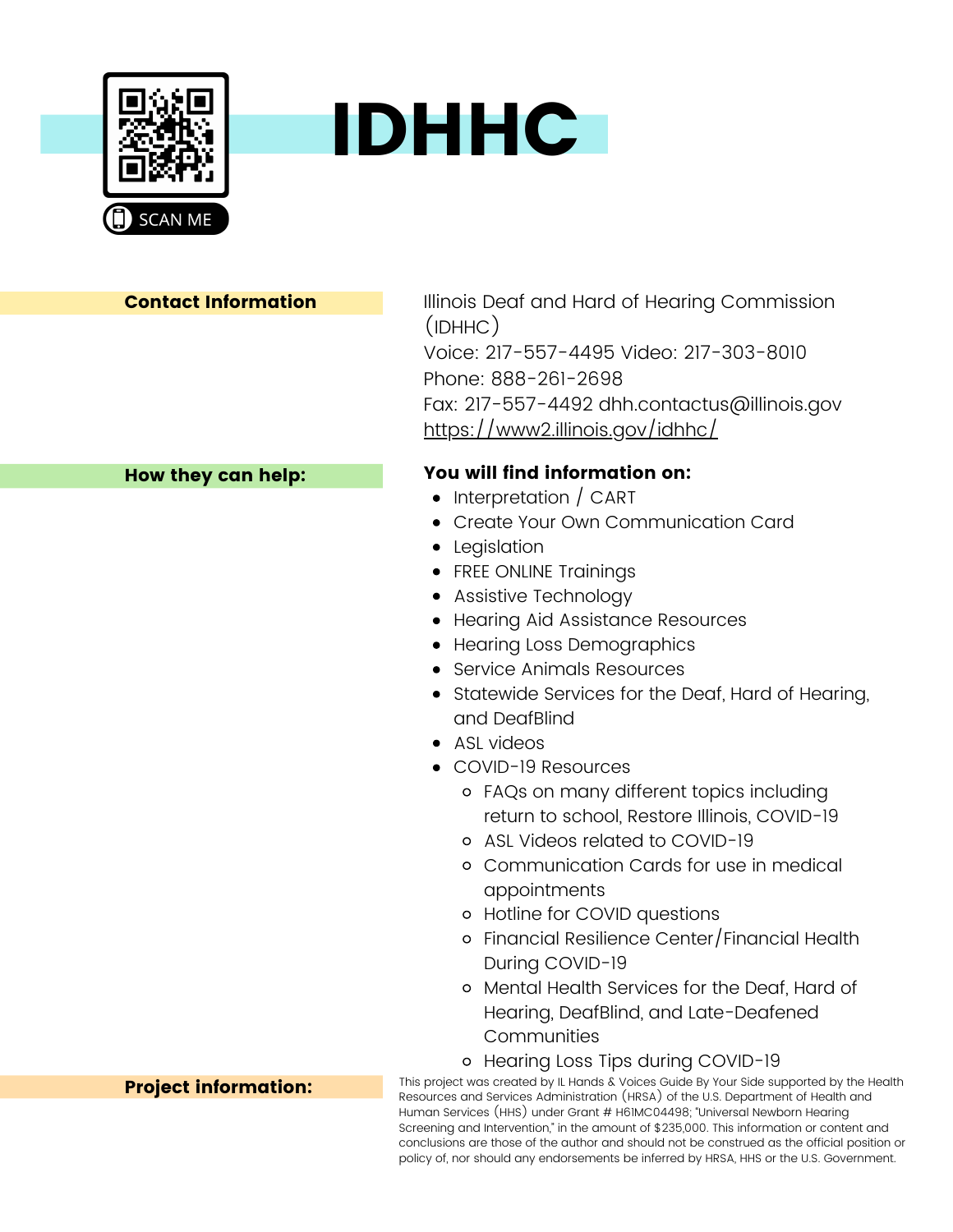# IDHHC

SCAN ME

**Contact Information**

Illinois Deaf and Hard of Hearing Commission (IDHHC)
Voice: 217-557-4495 Video: 217-303-8010
Phone: 888-261-2698
Fax: 217-557-4492 dhh.contactus@illinois.gov
https://www2.illinois.gov/idhhc/

**How they can help:**

**You will find information on:**

- Interpretation / CART
- Create Your Own Communication Card
- Legislation
- FREE ONLINE Trainings
- Assistive Technology
- Hearing Aid Assistance Resources
- Hearing Loss Demographics
- Service Animals Resources
- Statewide Services for the Deaf, Hard of Hearing, and DeafBlind
- ASL videos
- COVID-19 Resources
  - FAQs on many different topics including return to school, Restore Illinois, COVID-19
  - ASL Videos related to COVID-19
  - Communication Cards for use in medical appointments
  - Hotline for COVID questions
  - Financial Resilience Center/Financial Health During COVID-19
  - Mental Health Services for the Deaf, Hard of Hearing, DeafBlind, and Late-Deafened Communities
  - Hearing Loss Tips during COVID-19

**Project information:**

This project was created by IL Hands & Voices Guide By Your Side supported by the Health Resources and Services Administration (HRSA) of the U.S. Department of Health and Human Services (HHS) under Grant # H61MC04498; "Universal Newborn Hearing Screening and Intervention," in the amount of $235,000. This information or content and conclusions are those of the author and should not be construed as the official position or policy of, nor should any endorsements be inferred by HRSA, HHS or the U.S. Government.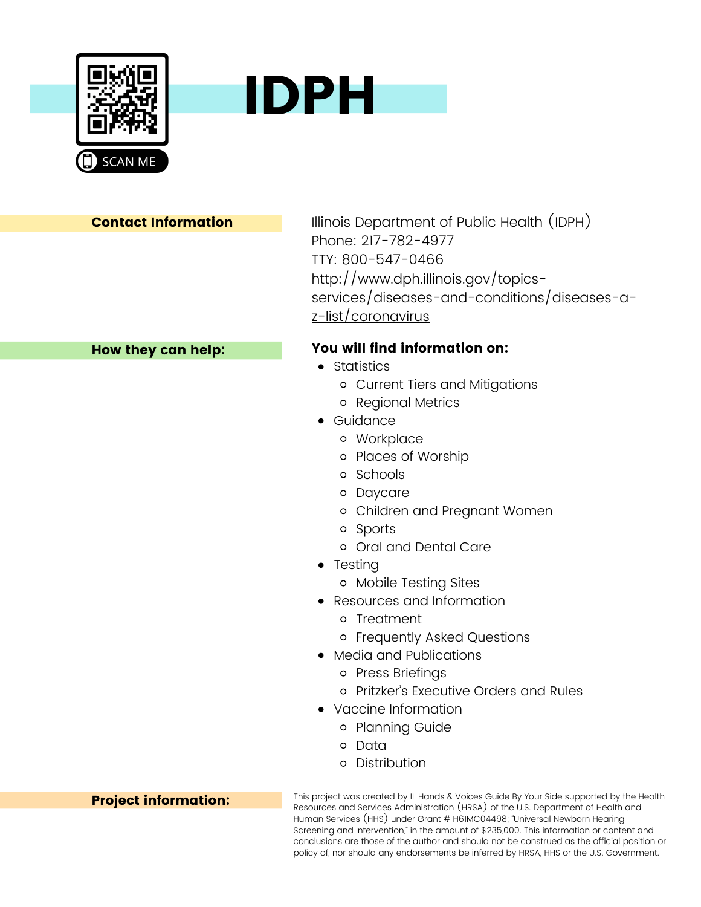# IDPH

SCAN ME

**Contact Information**

Illinois Department of Public Health (IDPH)
Phone: 217-782-4977
TTY: 800-547-0466
http://www.dph.illinois.gov/topics-services/diseases-and-conditions/diseases-a-z-list/coronavirus

**How they can help:**

**You will find information on:**

- Statistics
  - Current Tiers and Mitigations
  - Regional Metrics
- Guidance
  - Workplace
  - Places of Worship
  - Schools
  - Daycare
  - Children and Pregnant Women
  - Sports
  - Oral and Dental Care
- Testing
  - Mobile Testing Sites
- Resources and Information
  - Treatment
  - Frequently Asked Questions
- Media and Publications
  - Press Briefings
  - Pritzker's Executive Orders and Rules
- Vaccine Information
  - Planning Guide
  - Data
  - Distribution

**Project information:**

This project was created by IL Hands & Voices Guide By Your Side supported by the Health Resources and Services Administration (HRSA) of the U.S. Department of Health and Human Services (HHS) under Grant # H61MC04498; "Universal Newborn Hearing Screening and Intervention," in the amount of $235,000. This information or content and conclusions are those of the author and should not be construed as the official position or policy of, nor should any endorsements be inferred by HRSA, HHS or the U.S. Government.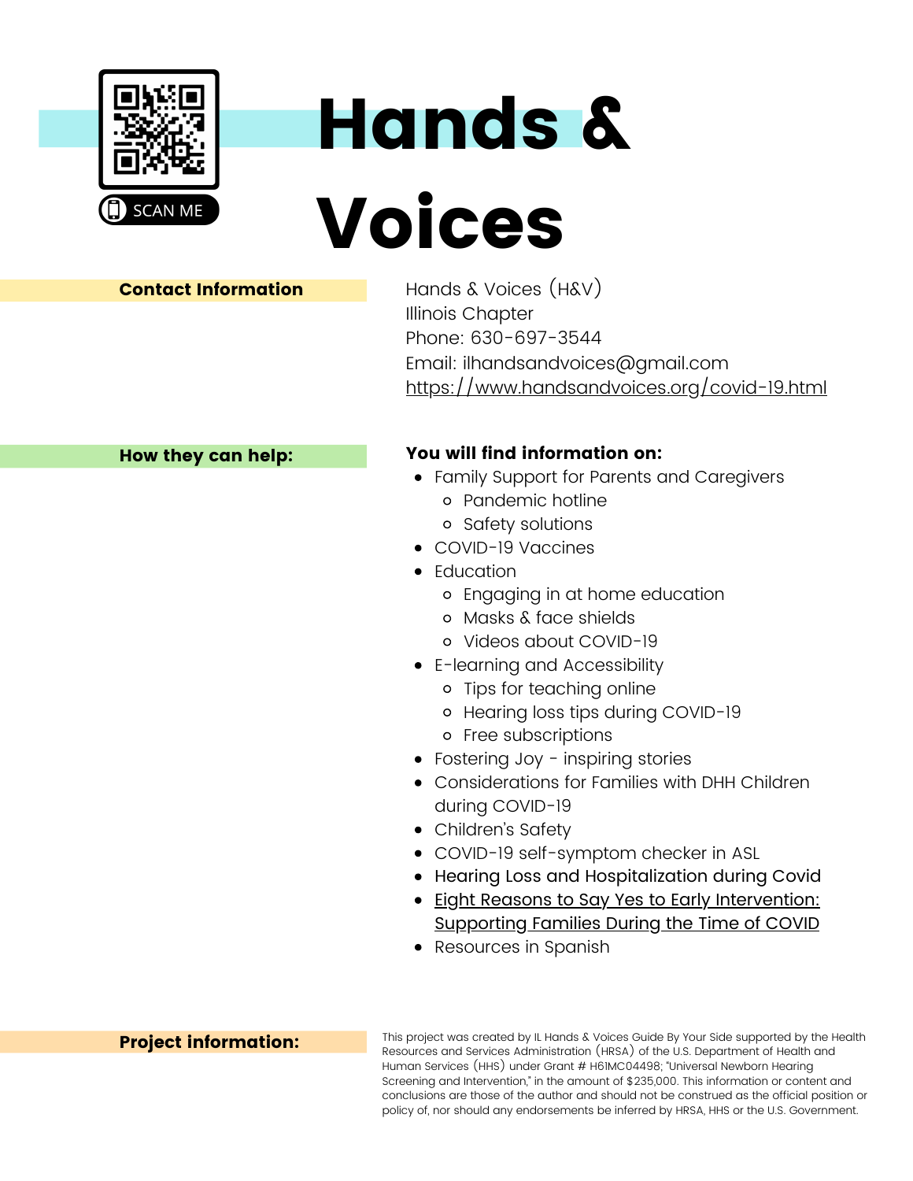SCAN ME

# Hands & Voices

**Contact Information**

Hands & Voices (H&V)
Illinois Chapter
Phone: 630-697-3544
Email: ilhandsandvoices@gmail.com
https://www.handsandvoices.org/covid-19.html

**How they can help:**

**You will find information on:**

- Family Support for Parents and Caregivers
  - Pandemic hotline
  - Safety solutions
- COVID-19 Vaccines
- Education
  - Engaging in at home education
  - Masks & face shields
  - Videos about COVID-19
- E-learning and Accessibility
  - Tips for teaching online
  - Hearing loss tips during COVID-19
  - Free subscriptions
- Fostering Joy - inspiring stories
- Considerations for Families with DHH Children during COVID-19
- Children's Safety
- COVID-19 self-symptom checker in ASL
- Hearing Loss and Hospitalization during Covid
- Eight Reasons to Say Yes to Early Intervention: Supporting Families During the Time of COVID
- Resources in Spanish

**Project information:**

This project was created by IL Hands & Voices Guide By Your Side supported by the Health Resources and Services Administration (HRSA) of the U.S. Department of Health and Human Services (HHS) under Grant # H61MC04498; "Universal Newborn Hearing Screening and Intervention," in the amount of $235,000. This information or content and conclusions are those of the author and should not be construed as the official position or policy of, nor should any endorsements be inferred by HRSA, HHS or the U.S. Government.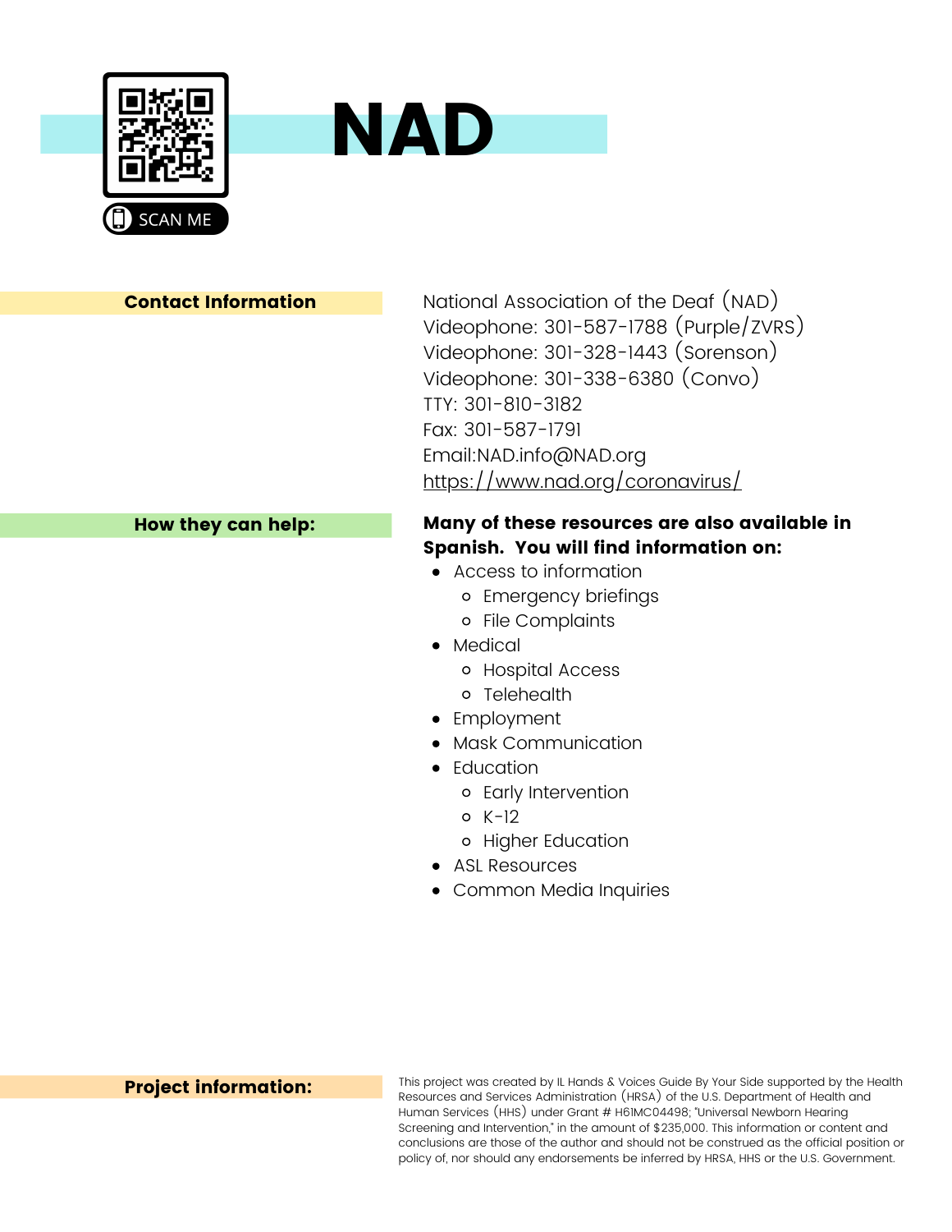SCAN ME

# NAD

**Contact Information**

National Association of the Deaf (NAD)
Videophone: 301-587-1788 (Purple/ZVRS)
Videophone: 301-328-1443 (Sorenson)
Videophone: 301-338-6380 (Convo)
TTY: 301-810-3182
Fax: 301-587-1791
Email:NAD.info@NAD.org
https://www.nad.org/coronavirus/

**How they can help:**

**Many of these resources are also available in Spanish. You will find information on:**

- Access to information
  - Emergency briefings
  - File Complaints
- Medical
  - Hospital Access
  - Telehealth
- Employment
- Mask Communication
- Education
  - Early Intervention
  - K-12
  - Higher Education
- ASL Resources
- Common Media Inquiries

**Project information:**

This project was created by IL Hands & Voices Guide By Your Side supported by the Health Resources and Services Administration (HRSA) of the U.S. Department of Health and Human Services (HHS) under Grant # H61MC04498; "Universal Newborn Hearing Screening and Intervention," in the amount of $235,000. This information or content and conclusions are those of the author and should not be construed as the official position or policy of, nor should any endorsements be inferred by HRSA, HHS or the U.S. Government.